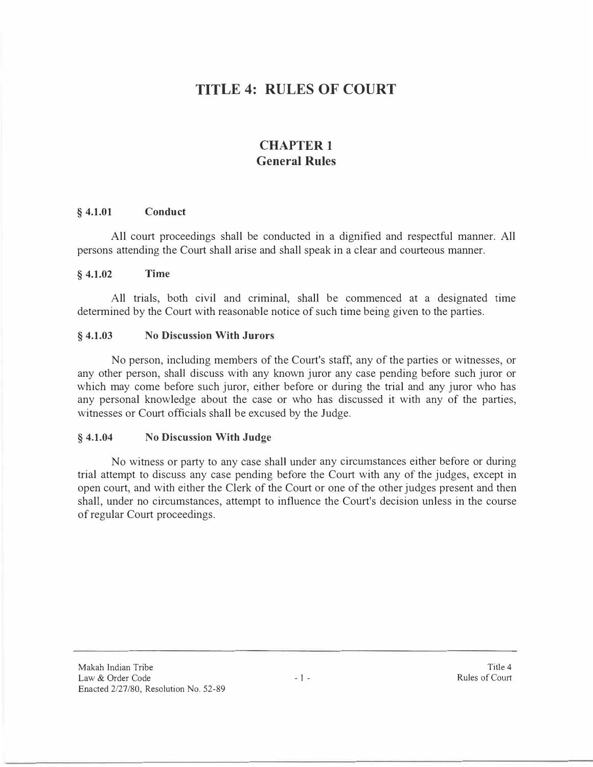# TITLE 4: RULES OF COURT

## CHAPTER 1
## General Rules

### § 4.1.01 Conduct

All court proceedings shall be conducted in a dignified and respectful manner. All persons attending the Court shall arise and shall speak in a clear and courteous manner.

### § 4.1.02 Time

All trials, both civil and criminal, shall be commenced at a designated time determined by the Court with reasonable notice of such time being given to the parties.

### § 4.1.03 No Discussion With Jurors

No person, including members of the Court's staff, any of the parties or witnesses, or any other person, shall discuss with any known juror any case pending before such juror or which may come before such juror, either before or during the trial and any juror who has any personal knowledge about the case or who has discussed it with any of the parties, witnesses or Court officials shall be excused by the Judge.

### § 4.1.04 No Discussion With Judge

No witness or party to any case shall under any circumstances either before or during trial attempt to discuss any case pending before the Court with any of the judges, except in open court, and with either the Clerk of the Court or one of the other judges present and then shall, under no circumstances, attempt to influence the Court's decision unless in the course of regular Court proceedings.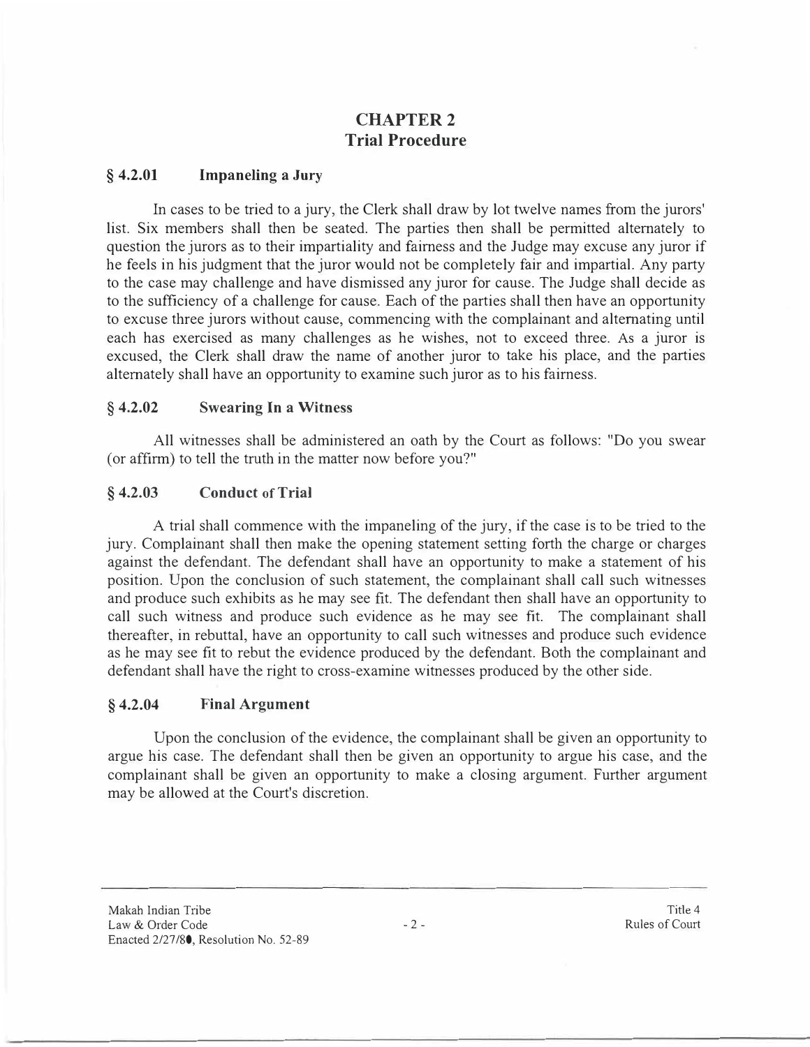# CHAPTER 2
## Trial Procedure

### § 4.2.01 Impaneling a Jury

In cases to be tried to a jury, the Clerk shall draw by lot twelve names from the jurors' list. Six members shall then be seated. The parties then shall be permitted alternately to question the jurors as to their impartiality and fairness and the Judge may excuse any juror if he feels in his judgment that the juror would not be completely fair and impartial. Any party to the case may challenge and have dismissed any juror for cause. The Judge shall decide as to the sufficiency of a challenge for cause. Each of the parties shall then have an opportunity to excuse three jurors without cause, commencing with the complainant and alternating until each has exercised as many challenges as he wishes, not to exceed three. As a juror is excused, the Clerk shall draw the name of another juror to take his place, and the parties alternately shall have an opportunity to examine such juror as to his fairness.

### § 4.2.02 Swearing In a Witness

All witnesses shall be administered an oath by the Court as follows: "Do you swear (or affirm) to tell the truth in the matter now before you?"

### § 4.2.03 Conduct of Trial

A trial shall commence with the impaneling of the jury, if the case is to be tried to the jury. Complainant shall then make the opening statement setting forth the charge or charges against the defendant. The defendant shall have an opportunity to make a statement of his position. Upon the conclusion of such statement, the complainant shall call such witnesses and produce such exhibits as he may see fit. The defendant then shall have an opportunity to call such witness and produce such evidence as he may see fit. The complainant shall thereafter, in rebuttal, have an opportunity to call such witnesses and produce such evidence as he may see fit to rebut the evidence produced by the defendant. Both the complainant and defendant shall have the right to cross-examine witnesses produced by the other side.

### § 4.2.04 Final Argument

Upon the conclusion of the evidence, the complainant shall be given an opportunity to argue his case. The defendant shall then be given an opportunity to argue his case, and the complainant shall be given an opportunity to make a closing argument. Further argument may be allowed at the Court's discretion.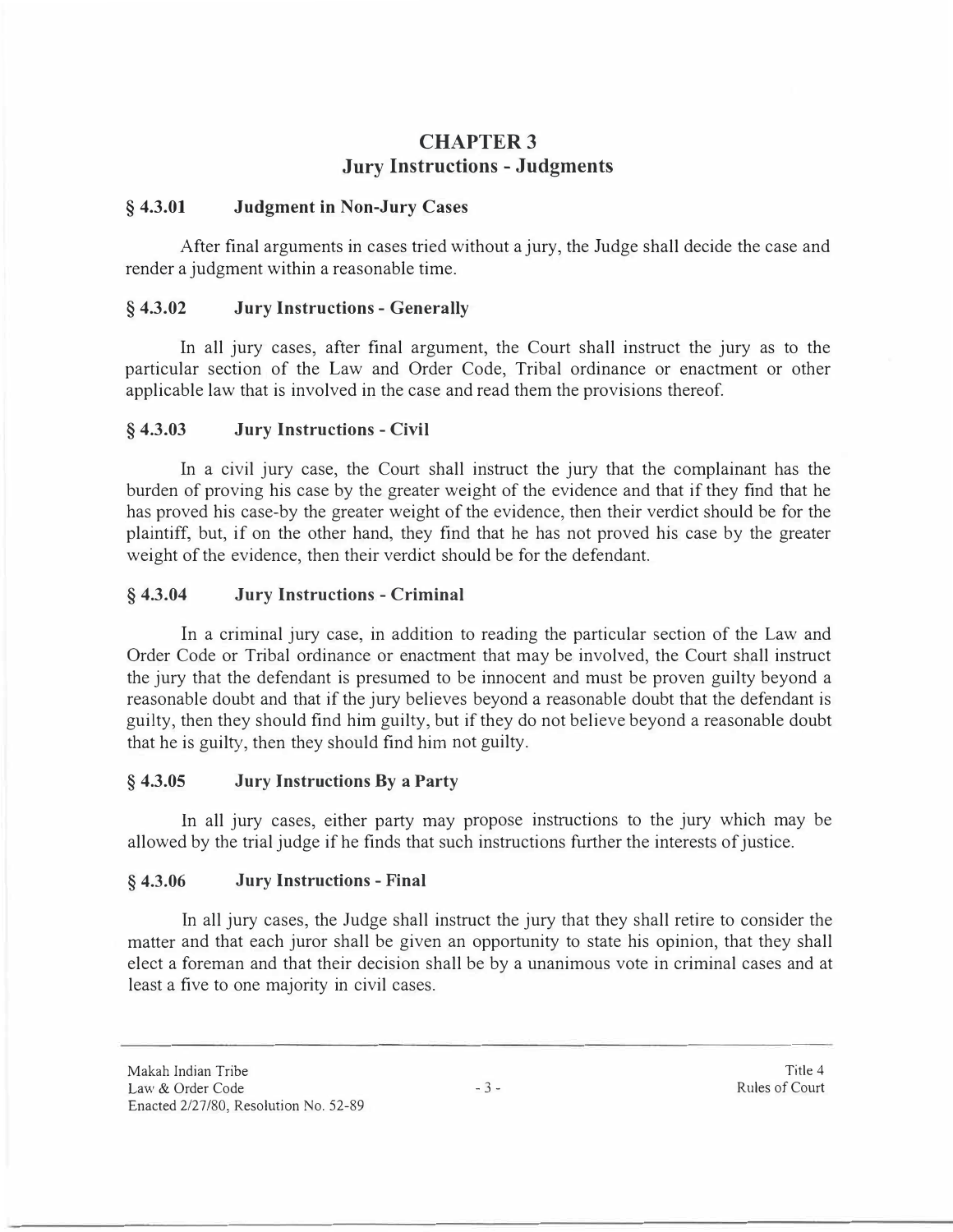# CHAPTER 3
## Jury Instructions - Judgments

### § 4.3.01 Judgment in Non-Jury Cases

After final arguments in cases tried without a jury, the Judge shall decide the case and render a judgment within a reasonable time.

### § 4.3.02 Jury Instructions - Generally

In all jury cases, after final argument, the Court shall instruct the jury as to the particular section of the Law and Order Code, Tribal ordinance or enactment or other applicable law that is involved in the case and read them the provisions thereof.

### § 4.3.03 Jury Instructions - Civil

In a civil jury case, the Court shall instruct the jury that the complainant has the burden of proving his case by the greater weight of the evidence and that if they find that he has proved his case-by the greater weight of the evidence, then their verdict should be for the plaintiff, but, if on the other hand, they find that he has not proved his case by the greater weight of the evidence, then their verdict should be for the defendant.

### § 4.3.04 Jury Instructions - Criminal

In a criminal jury case, in addition to reading the particular section of the Law and Order Code or Tribal ordinance or enactment that may be involved, the Court shall instruct the jury that the defendant is presumed to be innocent and must be proven guilty beyond a reasonable doubt and that if the jury believes beyond a reasonable doubt that the defendant is guilty, then they should find him guilty, but if they do not believe beyond a reasonable doubt that he is guilty, then they should find him not guilty.

### § 4.3.05 Jury Instructions By a Party

In all jury cases, either party may propose instructions to the jury which may be allowed by the trial judge if he finds that such instructions further the interests of justice.

### § 4.3.06 Jury Instructions - Final

In all jury cases, the Judge shall instruct the jury that they shall retire to consider the matter and that each juror shall be given an opportunity to state his opinion, that they shall elect a foreman and that their decision shall be by a unanimous vote in criminal cases and at least a five to one majority in civil cases.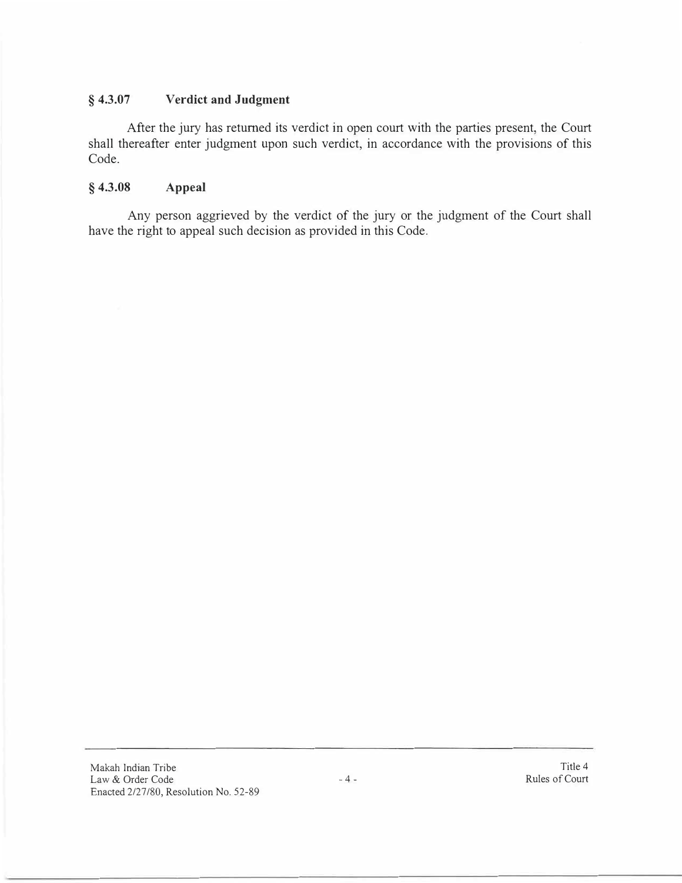### § 4.3.07 Verdict and Judgment

After the jury has returned its verdict in open court with the parties present, the Court shall thereafter enter judgment upon such verdict, in accordance with the provisions of this Code.

### § 4.3.08 Appeal

Any person aggrieved by the verdict of the jury or the judgment of the Court shall have the right to appeal such decision as provided in this Code.